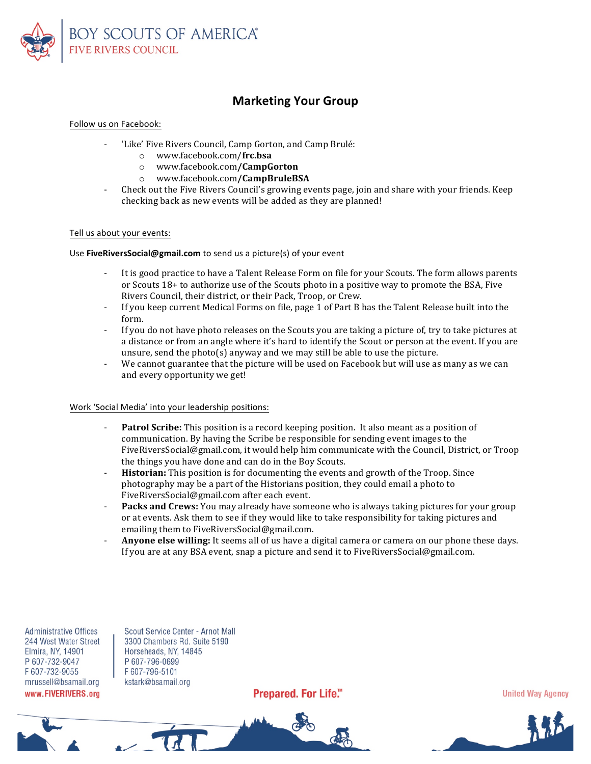BOY SCOUTS OF AMERICA
FIVE RIVERS COUNCIL

# Marketing Your Group

Follow us on Facebook:

- 'Like' Five Rivers Council, Camp Gorton, and Camp Brulé:
  - www.facebook.com/**frc.bsa**
  - www.facebook.com/**CampGorton**
  - www.facebook.com/**CampBruleBSA**
- Check out the Five Rivers Council's growing events page, join and share with your friends. Keep checking back as new events will be added as they are planned!

Tell us about your events:

Use **FiveRiversSocial@gmail.com** to send us a picture(s) of your event

- It is good practice to have a Talent Release Form on file for your Scouts. The form allows parents or Scouts 18+ to authorize use of the Scouts photo in a positive way to promote the BSA, Five Rivers Council, their district, or their Pack, Troop, or Crew.
- If you keep current Medical Forms on file, page 1 of Part B has the Talent Release built into the form.
- If you do not have photo releases on the Scouts you are taking a picture of, try to take pictures at a distance or from an angle where it's hard to identify the Scout or person at the event. If you are unsure, send the photo(s) anyway and we may still be able to use the picture.
- We cannot guarantee that the picture will be used on Facebook but will use as many as we can and every opportunity we get!

Work 'Social Media' into your leadership positions:

- **Patrol Scribe:** This position is a record keeping position. It also meant as a position of communication. By having the Scribe be responsible for sending event images to the FiveRiversSocial@gmail.com, it would help him communicate with the Council, District, or Troop the things you have done and can do in the Boy Scouts.
- **Historian:** This position is for documenting the events and growth of the Troop. Since photography may be a part of the Historians position, they could email a photo to FiveRiversSocial@gmail.com after each event.
- **Packs and Crews:** You may already have someone who is always taking pictures for your group or at events. Ask them to see if they would like to take responsibility for taking pictures and emailing them to FiveRiversSocial@gmail.com.
- **Anyone else willing:** It seems all of us have a digital camera or camera on our phone these days. If you are at any BSA event, snap a picture and send it to FiveRiversSocial@gmail.com.

Administrative Offices
244 West Water Street
Elmira, NY, 14901
P 607-732-9047
F 607-732-9055
mrussell@bsamail.org
www.FIVERIVERS.org

Scout Service Center - Arnot Mall
3300 Chambers Rd. Suite 5190
Horseheads, NY, 14845
P 607-796-0699
F 607-796-5101
kstark@bsamail.org

Prepared. For Life.™

United Way Agency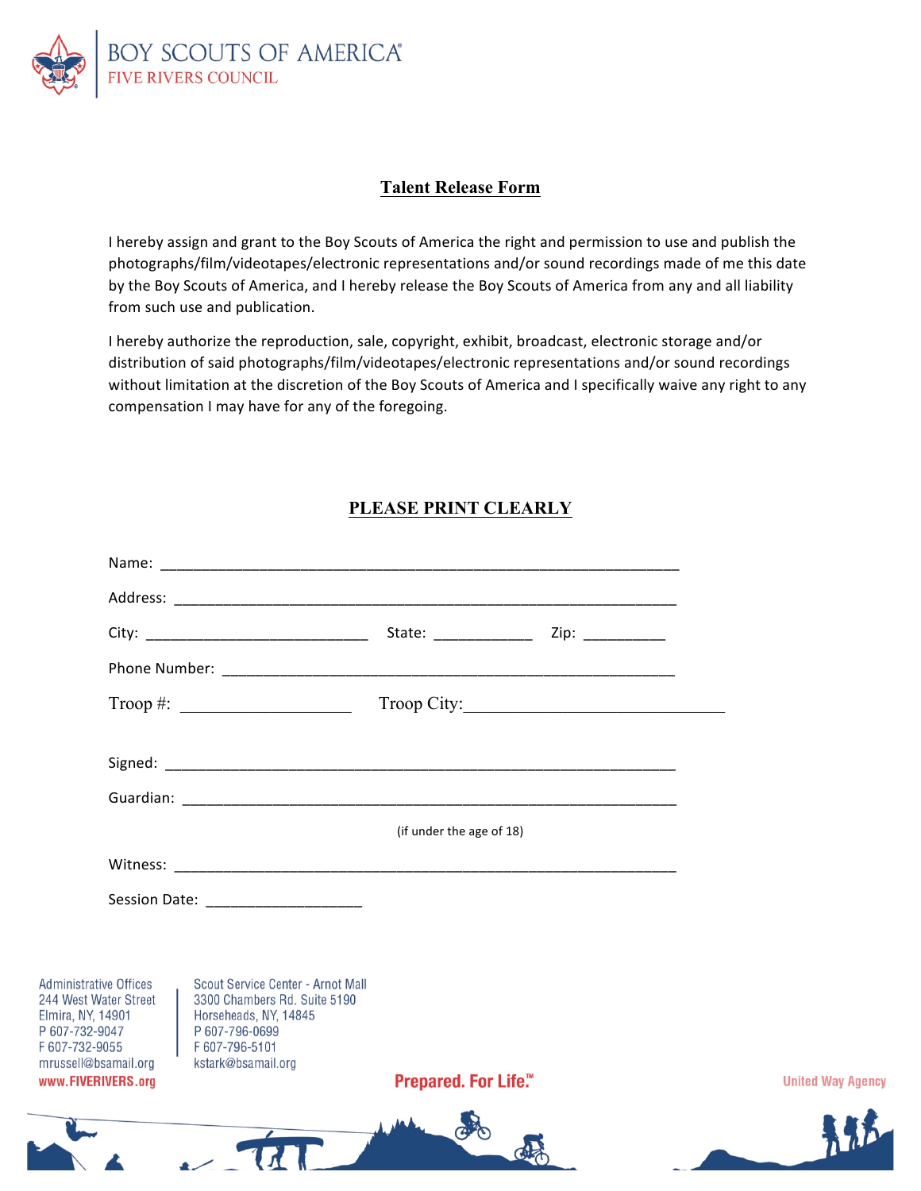BOY SCOUTS OF AMERICA®
FIVE RIVERS COUNCIL

## Talent Release Form

I hereby assign and grant to the Boy Scouts of America the right and permission to use and publish the photographs/film/videotapes/electronic representations and/or sound recordings made of me this date by the Boy Scouts of America, and I hereby release the Boy Scouts of America from any and all liability from such use and publication.

I hereby authorize the reproduction, sale, copyright, exhibit, broadcast, electronic storage and/or distribution of said photographs/film/videotapes/electronic representations and/or sound recordings without limitation at the discretion of the Boy Scouts of America and I specifically waive any right to any compensation I may have for any of the foregoing.

## PLEASE PRINT CLEARLY

Name: ___________________________________________________________________

Address: _________________________________________________________________

City: ___________________________ State: ____________ Zip: __________

Phone Number: ____________________________________________________________

Troop #: ____________________ Troop City: ______________________________

Signed: __________________________________________________________________

Guardian: ________________________________________________________________

(if under the age of 18)

Witness: _________________________________________________________________

Session Date: ___________________

Administrative Offices
244 West Water Street
Elmira, NY, 14901
P 607-732-9047
F 607-732-9055
mrussell@bsamail.org
www.FIVERIVERS.org

Scout Service Center - Arnot Mall
3300 Chambers Rd. Suite 5190
Horseheads, NY, 14845
P 607-796-0699
F 607-796-5101
kstark@bsamail.org

Prepared. For Life.™

United Way Agency